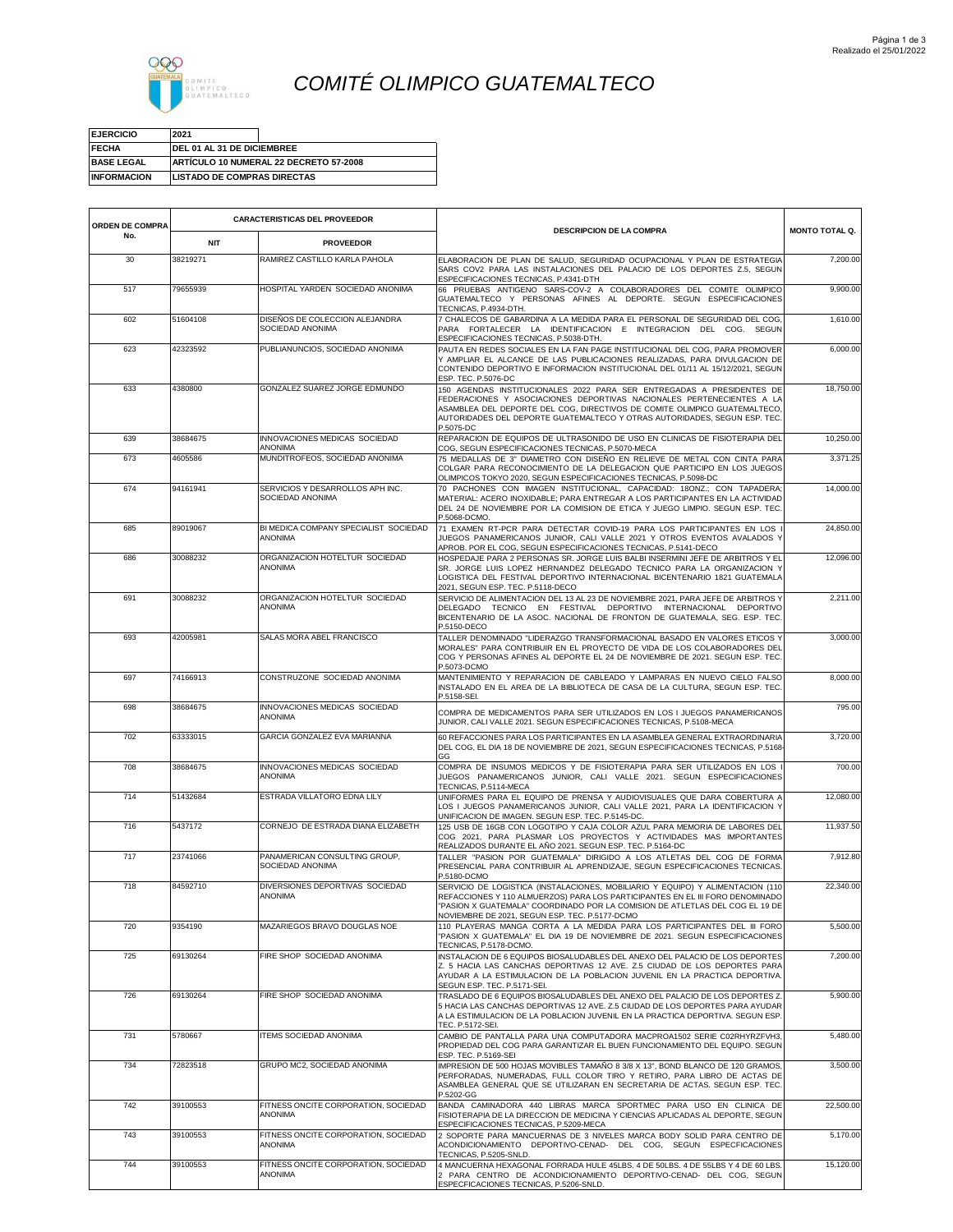# COMITÉ OLIMPICO GUATEMALTECO

| | |
|---|---|
| **EJERCICIO** | **2021** |
| **FECHA** | **DEL 01 AL 31 DE DICIEMBRE** |
| **BASE LEGAL** | **ARTÍCULO 10 NUMERAL 22 DECRETO 57-2008** |
| **INFORMACION** | **LISTADO DE COMPRAS DIRECTAS** |

| ORDEN DE COMPRA No. | CARACTERISTICAS DEL PROVEEDOR | | DESCRIPCION DE LA COMPRA | MONTO TOTAL Q. |
|---|---|---|---|---|
| | NIT | PROVEEDOR | | |
| 30 | 38219271 | RAMIREZ CASTILLO KARLA PAHOLA | ELABORACION DE PLAN DE SALUD, SEGURIDAD OCUPACIONAL Y PLAN DE ESTRATEGIA SARS COV2 PARA LAS INSTALACIONES DEL PALACIO DE LOS DEPORTES Z.5, SEGUN ESPECIFICACIONES TECNICAS, P.4341-DTH | 7,200.00 |
| 517 | 79655939 | HOSPITAL YARDEN SOCIEDAD ANONIMA | 66 PRUEBAS ANTIGENO SARS-COV-2 A COLABORADORES DEL COMITE OLIMPICO GUATEMALTECO Y PERSONAS AFINES AL DEPORTE. SEGUN ESPECIFICACIONES TECNICAS, P.4934-DTH. | 9,900.00 |
| 602 | 51604108 | DISEÑOS DE COLECCION ALEJANDRA SOCIEDAD ANONIMA | 7 CHALECOS DE GABARDINA A LA MEDIDA PARA EL PERSONAL DE SEGURIDAD DEL COG, PARA FORTALECER LA IDENTIFICACION E INTEGRACION DEL COG. SEGUN ESPECIFICACIONES TECNICAS, P.5038-DTH. | 1,610.00 |
| 623 | 42323592 | PUBLIANUNCIOS, SOCIEDAD ANONIMA | PAUTA EN REDES SOCIALES EN LA FAN PAGE INSTITUCIONAL DEL COG, PARA PROMOVER Y AMPLIAR EL ALCANCE DE LAS PUBLICACIONES REALIZADAS, PARA DIVULGACION DE CONTENIDO DEPORTIVO E INFORMACION INSTITUCIONAL DEL 01/11 AL 15/12/2021, SEGUN ESP. TEC. P.5076-DC | 6,000.00 |
| 633 | 4380800 | GONZALEZ SUAREZ JORGE EDMUNDO | 150 AGENDAS INSTITUCIONALES 2022 PARA SER ENTREGADAS A PRESIDENTES DE FEDERACIONES Y ASOCIACIONES DEPORTIVAS NACIONALES PERTENECIENTES A LA ASAMBLEA DEL DEPORTE DEL COG, DIRECTIVOS DE COMITE OLIMPICO GUATEMALTECO, AUTORIDADES DEL DEPORTE GUATEMALTECO Y OTRAS AUTORIDADES, SEGUN ESP. TEC. P.5075-DC | 18,750.00 |
| 639 | 38684675 | INNOVACIONES MEDICAS SOCIEDAD ANONIMA | REPARACION DE EQUIPOS DE ULTRASONIDO DE USO EN CLINICAS DE FISIOTERAPIA DEL COG, SEGUN ESPECIFICACIONES TECNICAS, P.5070-MECA | 10,250.00 |
| 673 | 4605586 | MUNDITROFEOS, SOCIEDAD ANONIMA | 75 MEDALLAS DE 3" DIAMETRO CON DISEÑO EN RELIEVE DE METAL CON CINTA PARA COLGAR PARA RECONOCIMIENTO DE LA DELEGACION QUE PARTICIPO EN LOS JUEGOS OLIMPICOS TOKYO 2020, SEGUN ESPECIFICACIONES TECNICAS, P.5098-DC | 3,371.25 |
| 674 | 94161941 | SERVICIOS Y DESARROLLOS APH INC. SOCIEDAD ANONIMA | 70 PACHONES CON IMAGEN INSTITUCIONAL, CAPACIDAD: 18ONZ.; CON TAPADERA; MATERIAL: ACERO INOXIDABLE; PARA ENTREGAR A LOS PARTICIPANTES EN LA ACTIVIDAD DEL 24 DE NOVIEMBRE POR LA COMISION DE ETICA Y JUEGO LIMPIO. SEGUN ESP. TEC. P.5068-DCMO. | 14,000.00 |
| 685 | 89019067 | BI MEDICA COMPANY SPECIALIST SOCIEDAD ANONIMA | 71 EXAMEN RT-PCR PARA DETECTAR COVID-19 PARA LOS PARTICIPANTES EN LOS I JUEGOS PANAMERICANOS JUNIOR, CALI VALLE 2021 Y OTROS EVENTOS AVALADOS Y APROB. POR EL COG, SEGUN ESPECIFICACIONES TECNICAS, P.5141-DECO | 24,850.00 |
| 686 | 30088232 | ORGANIZACION HOTELTUR SOCIEDAD ANONIMA | HOSPEDAJE PARA 2 PERSONAS SR. JORGE LUIS BALBI INSERMINI JEFE DE ARBITROS Y EL SR. JORGE LUIS LOPEZ HERNANDEZ DELEGADO TECNICO PARA LA ORGANIZACION Y LOGISTICA DEL FESTIVAL DEPORTIVO INTERNACIONAL BICENTENARIO 1821 GUATEMALA 2021, SEGUN ESP. TEC. P.5118-DECO | 12,096.00 |
| 691 | 30088232 | ORGANIZACION HOTELTUR SOCIEDAD ANONIMA | SERVICIO DE ALIMENTACION DEL 13 AL 23 DE NOVIEMBRE 2021, PARA JEFE DE ARBITROS Y DELEGADO TECNICO EN FESTIVAL DEPORTIVO INTERNACIONAL DEPORTIVO BICENTENARIO DE LA ASOC. NACIONAL DE FRONTON DE GUATEMALA, SEG. ESP. TEC. P.5150-DECO | 2,211.00 |
| 693 | 42005981 | SALAS MORA ABEL FRANCISCO | TALLER DENOMINADO "LIDERAZGO TRANSFORMACIONAL BASADO EN VALORES ETICOS Y MORALES" PARA CONTRIBUIR EN EL PROYECTO DE VIDA DE LOS COLABORADORES DEL COG Y PERSONAS AFINES AL DEPORTE EL 24 DE NOVIEMBRE DE LOS 2021. SEGUN ESP. TEC. P.5073-DCMO | 3,000.00 |
| 697 | 74166913 | CONSTRUZONE SOCIEDAD ANONIMA | MANTENIMIENTO Y REPARACION DE CABLEADO Y LAMPARAS EN NUEVO CIELO FALSO INSTALADO EN EL AREA DE LA BIBLIOTECA DE CASA DE LA CULTURA, SEGUN ESP. TEC. P.5158-SEI. | 8,000.00 |
| 698 | 38684675 | INNOVACIONES MEDICAS SOCIEDAD ANONIMA | COMPRA DE MEDICAMENTOS PARA SER UTILIZADOS EN LOS I JUEGOS PANAMERICANOS JUNIOR, CALI VALLE 2021. SEGUN ESPECIFICACIONES TECNICAS, P.5108-MECA | 795.00 |
| 702 | 63333015 | GARCIA GONZALEZ EVA MARIANNA | 60 REFACCIONES PARA LOS PARTICIPANTES EN LA ASAMBLEA GENERAL EXTRAORDINARIA DEL COG, EL DIA 18 DE NOVIEMBRE DE 2021, SEGUN ESPECIFICACIONES TECNICAS, P.5168-GG | 3,720.00 |
| 708 | 38684675 | INNOVACIONES MEDICAS SOCIEDAD ANONIMA | COMPRA DE INSUMOS MEDICOS Y DE FISIOTERAPIA PARA SER UTILIZADOS EN LOS I JUEGOS PANAMERICANOS JUNIOR, CALI VALLE 2021. SEGUN ESPECIFICACIONES TECNICAS, P.5114-MECA | 700.00 |
| 714 | 51432684 | ESTRADA VILLATORO EDNA LILY | UNIFORMES PARA EL EQUIPO DE PRENSA Y AUDIOVISUALES QUE DARA COBERTURA A LOS I JUEGOS PANAMERICANOS JUNIOR, CALI VALLE 2021, PARA LA IDENTIFICACION Y UNIFICACION DE IMAGEN. SEGUN ESP. TEC. P.5145-DC. | 12,080.00 |
| 716 | 5437172 | CORNEJO DE ESTRADA DIANA ELIZABETH | 125 USB DE 16GB CON LOGOTIPO Y CAJA COLOR AZUL PARA MEMORIA DE LABORES DEL COG 2021, PARA PLASMAR LOS PROYECTOS Y ACTIVIDADES MAS IMPORTANTES REALIZADOS DURANTE EL AÑO 2021. SEGUN ESP. TEC. P.5164-DC | 11,937.50 |
| 717 | 23741066 | PANAMERICAN CONSULTING GROUP, SOCIEDAD ANONIMA | TALLER "PASION POR GUATEMALA" DIRIGIDO A LOS ATLETAS DEL COG DE FORMA PRESENCIAL PARA CONTRIBUIR AL APRENDIZAJE, SEGUN ESPECIFICACIONES TECNICAS. P.5180-DCMO | 7,912.80 |
| 718 | 84592710 | DIVERSIONES DEPORTIVAS SOCIEDAD ANONIMA | SERVICIO DE LOGISTICA (INSTALACIONES, MOBILIARIO Y EQUIPO) Y ALIMENTACION (110 REFACCIONES Y 110 ALMUERZOS) PARA LOS PARTICIPANTES EN EL III FORO DENOMINADO "PASION X GUATEMALA" COORDINADO POR LA COMISION DE ATLETLAS DEL COG EL 19 DE NOVIEMBRE DE 2021, SEGUN ESP. TEC. P.5177-DCMO | 22,340.00 |
| 720 | 9354190 | MAZARIEGOS BRAVO DOUGLAS NOE | 110 PLAYERAS MANGA CORTA A LA MEDIDA PARA LOS PARTICIPANTES DEL III FORO "PASION X GUATEMALA" EL DIA 19 DE NOVIEMBRE DE 2021. SEGUN ESPECIFICACIONES TECNICAS, P.5178-DCMO. | 5,500.00 |
| 725 | 69130264 | FIRE SHOP SOCIEDAD ANONIMA | INSTALACION DE 6 EQUIPOS BIOSALUDABLES DEL ANEXO DEL PALACIO DE LOS DEPORTES Z. 5 HACIA LAS CANCHAS DEPORTIVAS 12 AVE. Z.5 CIUDAD DE LOS DEPORTES PARA AYUDAR A LA ESTIMULACION DE LA POBLACION JUVENIL EN LA PRACTICA DEPORTIVA. SEGUN ESP. TEC. P.5171-SEI. | 7,200.00 |
| 726 | 69130264 | FIRE SHOP SOCIEDAD ANONIMA | TRASLADO DE 6 EQUIPOS BIOSALUDABLES DEL ANEXO DEL PALACIO DE LOS DEPORTES Z. 5 HACIA LAS CANCHAS DEPORTIVAS 12 AVE. Z.5 CIUDAD DE LOS DEPORTES PARA AYUDAR A LA ESTIMULACION DE LA POBLACION JUVENIL EN LA PRACTICA DEPORTIVA. SEGUN ESP. TEC. P.5172-SEI. | 5,900.00 |
| 731 | 5780667 | ITEMS SOCIEDAD ANONIMA | CAMBIO DE PANTALLA PARA UNA COMPUTADORA MACPROA1502 SERIE C02RHYRZFVH3, PROPIEDAD DEL COG PARA GARANTIZAR EL BUEN FUNCIONAMIENTO DEL EQUIPO. SEGUN ESP. TEC. P.5169-SEI | 5,480.00 |
| 734 | 72823518 | GRUPO MC2, SOCIEDAD ANONIMA | IMPRESION DE 500 HOJAS MOVIBLES TAMAÑO 8 3/8 X 13", BOND BLANCO DE 120 GRAMOS, PERFORADAS, NUMERADAS, FULL COLOR TIRO Y RETIRO, PARA LIBRO DE ACTAS DE ASAMBLEA GENERAL QUE SE UTILIZARAN EN SECRETARIA DE ACTAS. SEGUN ESP. TEC. P.5202-GG | 3,500.00 |
| 742 | 39100553 | FITNESS ONCITE CORPORATION, SOCIEDAD ANONIMA | BANDA CAMINADORA 440 LIBRAS MARCA SPORTMEC PARA USO EN CLINICA DE FISIOTERAPIA DE LA DIRECCION DE MEDICINA Y CIENCIAS APLICADAS AL DEPORTE, SEGUN ESPECIFICACIONES TECNICAS, P.5209-MECA | 22,500.00 |
| 743 | 39100553 | FITNESS ONCITE CORPORATION, SOCIEDAD ANONIMA | 2 SOPORTE PARA MANCUERNAS DE 3 NIVELES MARCA BODY SOLID PARA CENTRO DE ACONDICIONAMIENTO DEPORTIVO-CENAD- DEL COG, SEGUN ESPECFICACIONES TECNICAS, P.5205-SNLD. | 5,170.00 |
| 744 | 39100553 | FITNESS ONCITE CORPORATION, SOCIEDAD ANONIMA | 4 MANCUERNA HEXAGONAL FORRADA HULE 45LBS. 4 DE 50LBS. 4 DE 55LBS Y 4 DE 60 LBS. 2 PARA CENTRO DE ACONDICIONAMIENTO DEPORTIVO-CENAD- DEL COG, SEGUN ESPECFICACIONES TECNICAS, P.5206-SNLD. | 15,120.00 |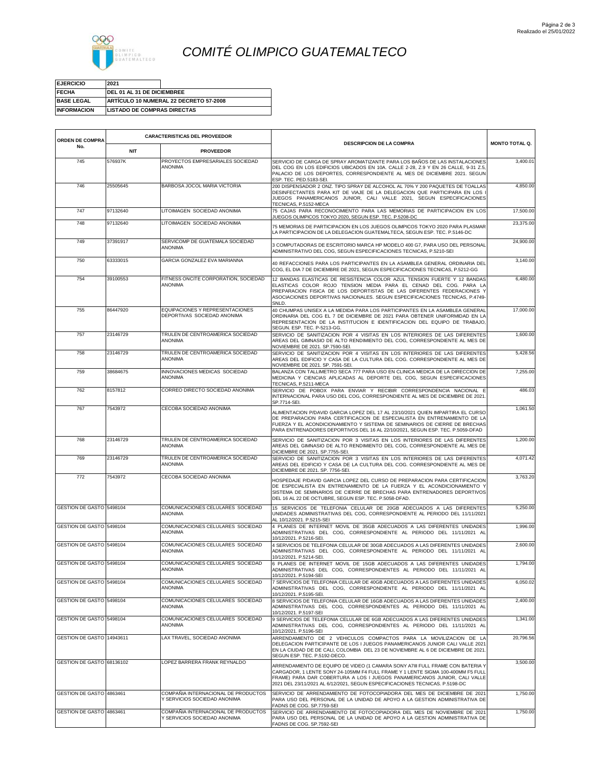# *COMITÉ OLIMPICO GUATEMALTECO*

| | |
|---|---|
| **EJERCICIO** | **2021** |
| **FECHA** | **DEL 01 AL 31 DE DICIEMBRE** |
| **BASE LEGAL** | **ARTÍCULO 10 NUMERAL 22 DECRETO 57-2008** |
| **INFORMACION** | **LISTADO DE COMPRAS DIRECTAS** |

| ORDEN DE COMPRA No. | CARACTERISTICAS DEL PROVEEDOR | | DESCRIPCION DE LA COMPRA | MONTO TOTAL Q. |
|---|---|---|---|---|
| | NIT | PROVEEDOR | | |
| 745 | 576937K | PROYECTOS EMPRESARIALES SOCIEDAD ANONIMA | SERVICIO DE CARGA DE SPRAY AROMATIZANTE PARA LOS BAÑOS DE LAS INSTALACIONES DEL COG EN LOS EDIFICIOS UBICADOS EN 10A. CALLE 2-28, Z.9 Y EN 26 CALLE, 9-31 Z.5, PALACIO DE LOS DEPORTES, CORRESPONDIENTE AL MES DE DICIEMBRE 2021. SEGUN ESP. TEC. PED.5183-SEI. | 3,400.01 |
| 746 | 25505645 | BARBOSA JOCOL MARIA VICTORIA | 200 DISPENSADOR 2 ONZ. TIPO SPRAY DE ALCOHOL AL 70% Y 200 PAQUETES DE TOALLAS DESINFECTANTES PARA KIT DE VIAJE DE LA DELEGACION QUE PARTICIPARA EN LOS I JUEGOS PANAMERICANOS JUNIOR, CALI VALLE 2021, SEGUN ESPECIFICACIONES TECNICAS, P.5152-MECA | 4,850.00 |
| 747 | 97132640 | LITOIMAGEN SOCIEDAD ANONIMA | 75 CAJAS PARA RECONOCIMIENTO PARA LAS MEMORIAS DE PARTICIPACION EN LOS JUEGOS OLIMPICOS TOKYO 2020, SEGUN ESP. TEC. P.5208-DC | 17,500.00 |
| 748 | 97132640 | LITOIMAGEN SOCIEDAD ANONIMA | 75 MEMORIAS DE PARTICIPACION EN LOS JUEGOS OLIMPICOS TOKYO 2020 PARA PLASMAR LA PARTICIPACION DE LA DELEGACION GUATEMALTECA, SEGUN ESP. TEC. P.5146-DC | 23,375.00 |
| 749 | 37391917 | SERVICOMP DE GUATEMALA SOCIEDAD ANONIMA | 3 COMPUTADORAS DE ESCRITORIO MARCA HP MODELO 400 G7, PARA USO DEL PERSONAL ADMINISTRATIVO DEL COG, SEGUN ESPECIFICACIONES TECNICAS, P.5210-SEI | 24,900.00 |
| 750 | 63333015 | GARCIA GONZALEZ EVA MARIANNA | 40 REFACCIONES PARA LOS PARTICIPANTES EN LA ASAMBLEA GENERAL ORDINARIA DEL COG, EL DIA 7 DE DICIEMBRE DE 2021, SEGUN ESPECIFICACIONES TECNICAS, P.5212-GG | 3,140.00 |
| 754 | 39100553 | FITNESS ONCITE CORPORATION, SOCIEDAD ANONIMA | 12 BANDAS ELASTICAS DE RESISTENCIA COLOR AZUL TENSION FUERTE Y 12 BANDAS ELASTICAS COLOR ROJO TENSION MEDIA PARA EL CENAD DEL COG. PARA LA PREPARACION FISICA DE LOS DEPORTISTAS DE LAS DIFERENTES FEDERACIONES Y ASOCIACIONES DEPORTIVAS NACIONALES. SEGUN ESPECIFICACIONES TECNICAS, P.4749-SNLD. | 6,480.00 |
| 755 | 86447920 | EQUIPACIONES Y REPRESENTACIONES DEPORTIVAS SOCIEDAD ANONIMA | 40 CHUMPAS UNISEX A LA MEDIDA PARA LOS PARTICIPANTES EN LA ASAMBLEA GENERAL ORDINARIA DEL COG EL 7 DE DICIEMBRE DE 2021 PARA OBTENER UNIFORMIDAD EN LA REPRESENTACION DE LA INSTITUCION E IDENTIFICACION DEL EQUIPO DE TRABAJO, SEGUN. ESP. TEC. P-5213-GG. | 17,000.00 |
| 757 | 23146729 | TRULEN DE CENTROAMERICA SOCIEDAD ANONIMA | SERVICIO DE SANITIZACION POR 4 VISITAS EN LOS INTERIORES DE LAS DIFERENTES AREAS DEL GIMNASIO DE ALTO RENDIMIENTO DEL COG, CORRESPONDIENTE AL MES DE NOVIEMBRE DE 2021. SP.7590-SEI. | 1,600.00 |
| 758 | 23146729 | TRULEN DE CENTROAMERICA SOCIEDAD ANONIMA | SERVICIO DE SANITIZACION POR 4 VISITAS EN LOS INTERIORES DE LAS DIFERENTES AREAS DEL EDIFICIO Y CASA DE LA CULTURA DEL COG. CORRESPONDIENTE AL MES DE NOVIEMBRE DE 2021. SP. 7591-SEI. | 5,428.56 |
| 759 | 38684675 | INNOVACIONES MEDICAS SOCIEDAD ANONIMA | BALANZA CON TALLIMETRO SECA 777 PARA USO EN CLINICA MEDICA DE LA DIRECCION DE MEDICINA Y CIENCIAS APLICADAS AL DEPORTE DEL COG, SEGUN ESPECIFICACIONES TECNICAS, P.5211-MECA | 7,255.00 |
| 762 | 8157812 | CORREO DIRECTO SOCIEDAD ANONIMA | SERVICIO DE POBOX PARA ENVIAR Y RECIBIR CORRESPONDENCIA NACIONAL E INTERNACIONAL PARA USO DEL COG, CORRESPONDIENTE AL MES DE DICIEMBRE DE 2021. SP.7714-SEI. | 486.03 |
| 767 | 7543972 | CECOBA SOCIEDAD ANONIMA | ALIMENTACION P/DAVID GARCIA LOPEZ DEL 17 AL 23/10/2021 QUIEN IMPARTIRA EL CURSO DE PREPARACION PARA CERTIFICACION DE ESPECIALISTA EN ENTRENAMIENTO DE LA FUERZA Y EL ACONDICIONAMIENTO Y SISTEMA DE SEMINARIOS DE CIERRE DE BRECHAS PARA ENTRENADORES DEPORTIVOS DEL 16 AL 22/10/2021, SEGUN ESP. TEC. P.5059-DFAD | 1,061.50 |
| 768 | 23146729 | TRULEN DE CENTROAMERICA SOCIEDAD ANONIMA | SERVICIO DE SANITIZACION POR 3 VISITAS EN LOS INTERIORES DE LAS DIFERENTES AREAS DEL GIMNASIO DE ALTO RENDIMIENTO DEL COG, CORRESPONDIENTE AL MES DE DICIEMBRE DE 2021. SP.7755-SEI. | 1,200.00 |
| 769 | 23146729 | TRULEN DE CENTROAMERICA SOCIEDAD ANONIMA | SERVICIO DE SANITIZACION POR 3 VISITAS EN LOS INTERIORES DE LAS DIFERENTES AREAS DEL EDIFICIO Y CASA DE LA CULTURA DEL COG. CORRESPONDIENTE AL MES DE DICIEMBRE DE 2021. SP. 7756-SEI. | 4,071.42 |
| 772 | 7543972 | CECOBA SOCIEDAD ANONIMA | HOSPEDAJE P/DAVID GARCIA LOPEZ DEL CURSO DE PREPARACION PARA CERTIFICACION DE ESPECIALISTA EN ENTRENAMIENTO DE LA FUERZA Y EL ACONDICIONAMIENTO Y SISTEMA DE SEMINARIOS DE CIERRE DE BRECHAS PARA ENTRENADORES DEPORTIVOS DEL 16 AL 22 DE OCTUBRE, SEGUN ESP. TEC. P.5058-DFAD. | 3,763.20 |
| GESTION DE GASTO | 5498104 | COMUNICACIONES CELULARES SOCIEDAD ANONIMA | 15 SERVICIOS DE TELEFONIA CELULAR DE 20GB ADECUADOS A LAS DIFERENTES UNIDADES ADMINISTRATIVAS DEL COG, CORRESPONDIENTE AL PERIODO DEL 11/11/2021 AL 10/12/2021. P.5215-SEI | 5,250.00 |
| GESTION DE GASTO | 5498104 | COMUNICACIONES CELULARES SOCIEDAD ANONIMA | 4 PLANES DE INTERNET MOVIL DE 35GB ADECUADOS A LAS DIFERENTES UNIDADES ADMINISTRATIVAS DEL COG, CORRESPONDIENTE AL PERIODO DEL 11/11/2021 AL 10/12/2021. P.5216-SEI. | 1,996.00 |
| GESTION DE GASTO | 5498104 | COMUNICACIONES CELULARES SOCIEDAD ANONIMA | 4 SERVICIOS DE TELEFONIA CELULAR DE 30GB ADECUADOS A LAS DIFERENTES UNIDADES ADMINISTRATIVAS DEL COG, CORRESPONDIENTE AL PERIODO DEL 11/11/2021 AL 10/12/2021. P.5214-SEI. | 2,600.00 |
| GESTION DE GASTO | 5498104 | COMUNICACIONES CELULARES SOCIEDAD ANONIMA | 6 PLANES DE INTERNET MOVIL DE 15GB ADECUADOS A LAS DIFERENTES UNIDADES ADMINISTRATIVAS DEL COG, CORRESPONDIENTES AL PERIODO DEL 11/11/2021 AL 10/12/2021. P.5194-SEI | 1,794.00 |
| GESTION DE GASTO | 5498104 | COMUNICACIONES CELULARES SOCIEDAD ANONIMA | 7 SERVICIOS DE TELEFONIA CELULAR DE 40GB ADECUADOS A LAS DIFERENTES UNIDADES ADMINISTRATIVAS DEL COG, CORRESPONDIENTES AL PERIODO DEL 11/11/2021 AL 10/12/2021. P.5195-SEI. | 6,050.02 |
| GESTION DE GASTO | 5498104 | COMUNICACIONES CELULARES SOCIEDAD ANONIMA | 8 SERVICIOS DE TELEFONIA CELULAR DE 16GB ADECUADOS A LAS DIFERENTES UNIDADES ADMINISTRATIVAS DEL COG, CORRESPONDIENTES AL PERIODO DEL 11/11/2021 AL 10/12/2021. P.5197-SEI | 2,400.00 |
| GESTION DE GASTO | 5498104 | COMUNICACIONES CELULARES SOCIEDAD ANONIMA | 9 SERVICIOS DE TELEFONIA CELULAR DE 6GB ADECUADOS A LAS DIFERENTES UNIDADES ADMINISTRATIVAS DEL COG, CORRESPONDIENTES AL PERIODO DEL 11/11/2021 AL 10/12/2021. P.5196-SEI | 1,341.00 |
| GESTION DE GASTO | 14943611 | LAX TRAVEL, SOCIEDAD ANONIMA | ARRENDAMIENTO DE 2 VEHICULOS COMPACTOS PARA LA MOVILIZACION DE LA DELEGACION PARTICIPANTE DE LOS I JUEGOS PANAMERICANOS JUNIOR CALI VALLE 2021 EN LA CIUDAD DE DE CALI, COLOMBIA DEL 23 DE NOVIEMBRE AL 6 DE DICIEMBRE DE 2021. SEGUN ESP. TEC. P.5192-DECO. | 20,796.56 |
| GESTION DE GASTO | 68136102 | LOPEZ BARRERA FRANK REYNALDO | ARRENDAMIENTO DE EQUIPO DE VIDEO (1 CAMARA SONY A7III FULL FRAME CON BATERIA Y CARGADOR, 1 LENTE SONY 24-105MM F4 FULL FRAME Y 1 LENTE SIGMA 100-400MM F5 FULL FRAME) PARA DAR COBERTURA A LOS I JUEGOS PANAMERICANOS JUNIOR, CALI VALLE 2021 DEL 23/11/2021 AL 6/12/2021, SEGUN ESPECIFICACIONES TECNICAS. P.5198-DC | 3,500.00 |
| GESTION DE GASTO | 4863461 | COMPAÑIA INTERNACIONAL DE PRODUCTOS Y SERVICIOS SOCIEDAD ANONIMA | SERVICIO DE ARRENDAMIENTO DE FOTOCOPIADORA DEL MES DE DICIEMBRE DE 2021 PARA USO DEL PERSONAL DE LA UNIDAD DE APOYO A LA GESTION ADMINISTRATIVA DE FADNS DE COG. SP.7759-SEI | 1,750.00 |
| GESTION DE GASTO | 4863461 | COMPAÑIA INTERNACIONAL DE PRODUCTOS Y SERVICIOS SOCIEDAD ANONIMA | SERVICIO DE ARRENDAMIENTO DE FOTOCOPIADORA DEL MES DE NOVIEMBRE DE 2021 PARA USO DEL PERSONAL DE LA UNIDAD DE APOYO A LA GESTION ADMINISTRATIVA DE FADNS DE COG. SP.7592-SEI | 1,750.00 |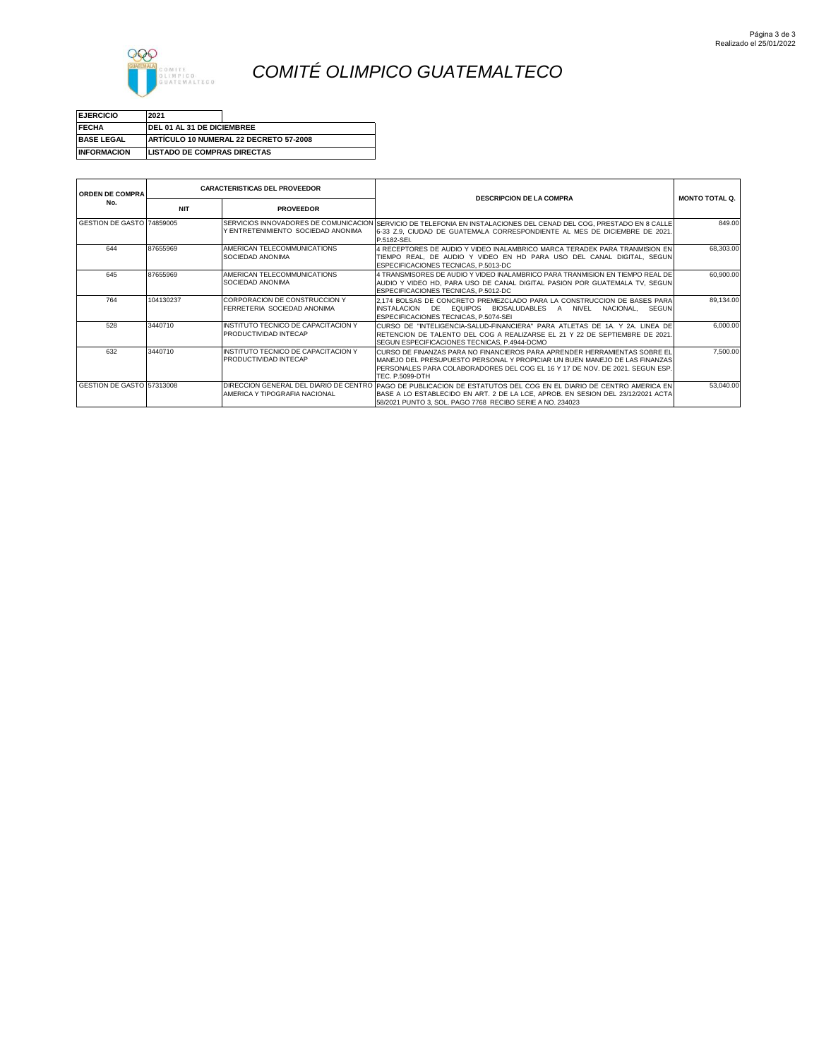# COMITÉ OLIMPICO GUATEMALTECO

| | |
|---|---|
| **EJERCICIO** | **2021** |
| **FECHA** | **DEL 01 AL 31 DE DICIEMBRE** |
| **BASE LEGAL** | **ARTÍCULO 10 NUMERAL 22 DECRETO 57-2008** |
| **INFORMACION** | **LISTADO DE COMPRAS DIRECTAS** |

| ORDEN DE COMPRA No. | CARACTERISTICAS DEL PROVEEDOR | | DESCRIPCION DE LA COMPRA | MONTO TOTAL Q. |
|---|---|---|---|---|
| | NIT | PROVEEDOR | | |
| GESTION DE GASTO | 74859005 | SERVICIOS INNOVADORES DE COMUNICACION Y ENTRETENIMIENTO SOCIEDAD ANONIMA | SERVICIO DE TELEFONIA EN INSTALACIONES DEL CENAD DEL COG, PRESTADO EN 8 CALLE 6-33 Z.9, CIUDAD DE GUATEMALA CORRESPONDIENTE AL MES DE DICIEMBRE DE 2021. P.5182-SEI. | 849.00 |
| 644 | 87655969 | AMERICAN TELECOMMUNICATIONS SOCIEDAD ANONIMA | 4 RECEPTORES DE AUDIO Y VIDEO INALAMBRICO MARCA TERADEK PARA TRANMISION EN TIEMPO REAL, DE AUDIO Y VIDEO EN HD PARA USO DEL CANAL DIGITAL, SEGUN ESPECIFICACIONES TECNICAS, P.5013-DC | 68,303.00 |
| 645 | 87655969 | AMERICAN TELECOMMUNICATIONS SOCIEDAD ANONIMA | 4 TRANSMISORES DE AUDIO Y VIDEO INALAMBRICO PARA TRANMISION EN TIEMPO REAL DE AUDIO Y VIDEO HD, PARA USO DE CANAL DIGITAL PASION POR GUATEMALA TV, SEGUN ESPECIFICACIONES TECNICAS, P.5012-DC | 60,900.00 |
| 764 | 104130237 | CORPORACION DE CONSTRUCCION Y FERRETERIA SOCIEDAD ANONIMA | 2,174 BOLSAS DE CONCRETO PREMEZCLADO PARA LA CONSTRUCCION DE BASES PARA INSTALACION DE EQUIPOS BIOSALUDABLES A NIVEL NACIONAL, SEGUN ESPECIFICACIONES TECNICAS, P.5074-SEI | 89,134.00 |
| 528 | 3440710 | INSTITUTO TECNICO DE CAPACITACION Y PRODUCTIVIDAD INTECAP | CURSO DE "INTELIGENCIA-SALUD-FINANCIERA" PARA ATLETAS DE 1A. Y 2A. LINEA DE RETENCION DE TALENTO DEL COG A REALIZARSE EL 21 Y 22 DE SEPTIEMBRE DE 2021. SEGUN ESPECIFICACIONES TECNICAS, P.4944-DCMO | 6,000.00 |
| 632 | 3440710 | INSTITUTO TECNICO DE CAPACITACION Y PRODUCTIVIDAD INTECAP | CURSO DE FINANZAS PARA NO FINANCIEROS PARA APRENDER HERRAMIENTAS SOBRE EL MANEJO DEL PRESUPUESTO PERSONAL Y PROPICIAR UN BUEN MANEJO DE LAS FINANZAS PERSONALES PARA COLABORADORES DEL COG EL 16 Y 17 DE NOV. DE 2021. SEGUN ESP. TEC. P.5099-DTH | 7,500.00 |
| GESTION DE GASTO | 57313008 | DIRECCION GENERAL DEL DIARIO DE CENTRO AMERICA Y TIPOGRAFIA NACIONAL | PAGO DE PUBLICACION DE ESTATUTOS DEL COG EN EL DIARIO DE CENTRO AMERICA EN BASE A LO ESTABLECIDO EN ART. 2 DE LA LCE, APROB. EN SESION DEL 23/12/2021 ACTA 58/2021 PUNTO 3, SOL. PAGO 7768 RECIBO SERIE A NO. 234023 | 53,040.00 |